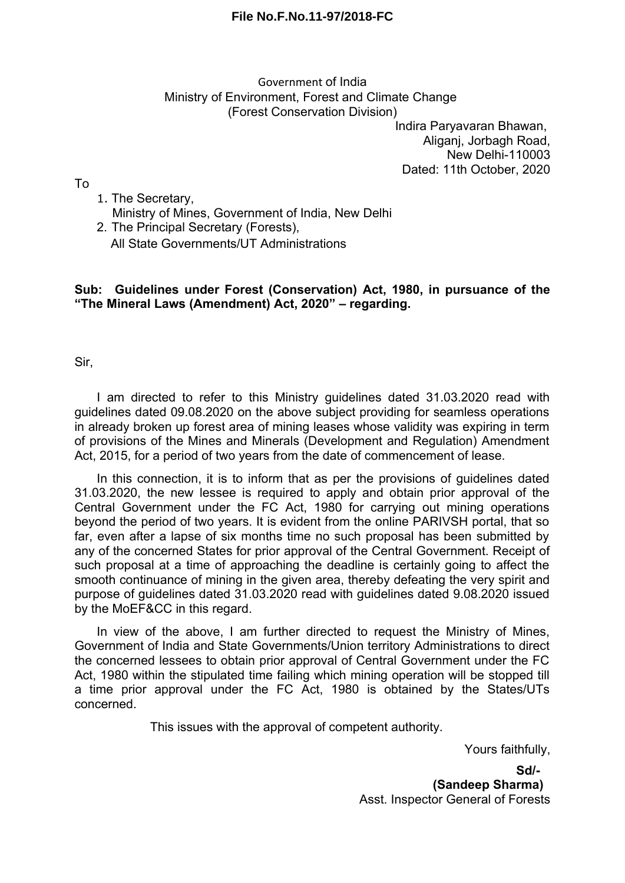**File No.F.No.11-97/2018-FC**

Government of India
Ministry of Environment, Forest and Climate Change
(Forest Conservation Division)

Indira Paryavaran Bhawan,
Aliganj, Jorbagh Road,
New Delhi-110003
Dated: 11th October, 2020

To

1. The Secretary,
   Ministry of Mines, Government of India, New Delhi
2. The Principal Secretary (Forests),
   All State Governments/UT Administrations

**Sub: Guidelines under Forest (Conservation) Act, 1980, in pursuance of the "The Mineral Laws (Amendment) Act, 2020" – regarding.**

Sir,

I am directed to refer to this Ministry guidelines dated 31.03.2020 read with guidelines dated 09.08.2020 on the above subject providing for seamless operations in already broken up forest area of mining leases whose validity was expiring in term of provisions of the Mines and Minerals (Development and Regulation) Amendment Act, 2015, for a period of two years from the date of commencement of lease.

In this connection, it is to inform that as per the provisions of guidelines dated 31.03.2020, the new lessee is required to apply and obtain prior approval of the Central Government under the FC Act, 1980 for carrying out mining operations beyond the period of two years. It is evident from the online PARIVSH portal, that so far, even after a lapse of six months time no such proposal has been submitted by any of the concerned States for prior approval of the Central Government. Receipt of such proposal at a time of approaching the deadline is certainly going to affect the smooth continuance of mining in the given area, thereby defeating the very spirit and purpose of guidelines dated 31.03.2020 read with guidelines dated 9.08.2020 issued by the MoEF&CC in this regard.

In view of the above, I am further directed to request the Ministry of Mines, Government of India and State Governments/Union territory Administrations to direct the concerned lessees to obtain prior approval of Central Government under the FC Act, 1980 within the stipulated time failing which mining operation will be stopped till a time prior approval under the FC Act, 1980 is obtained by the States/UTs concerned.

This issues with the approval of competent authority.

Yours faithfully,

**Sd/-**
**(Sandeep Sharma)**
Asst. Inspector General of Forests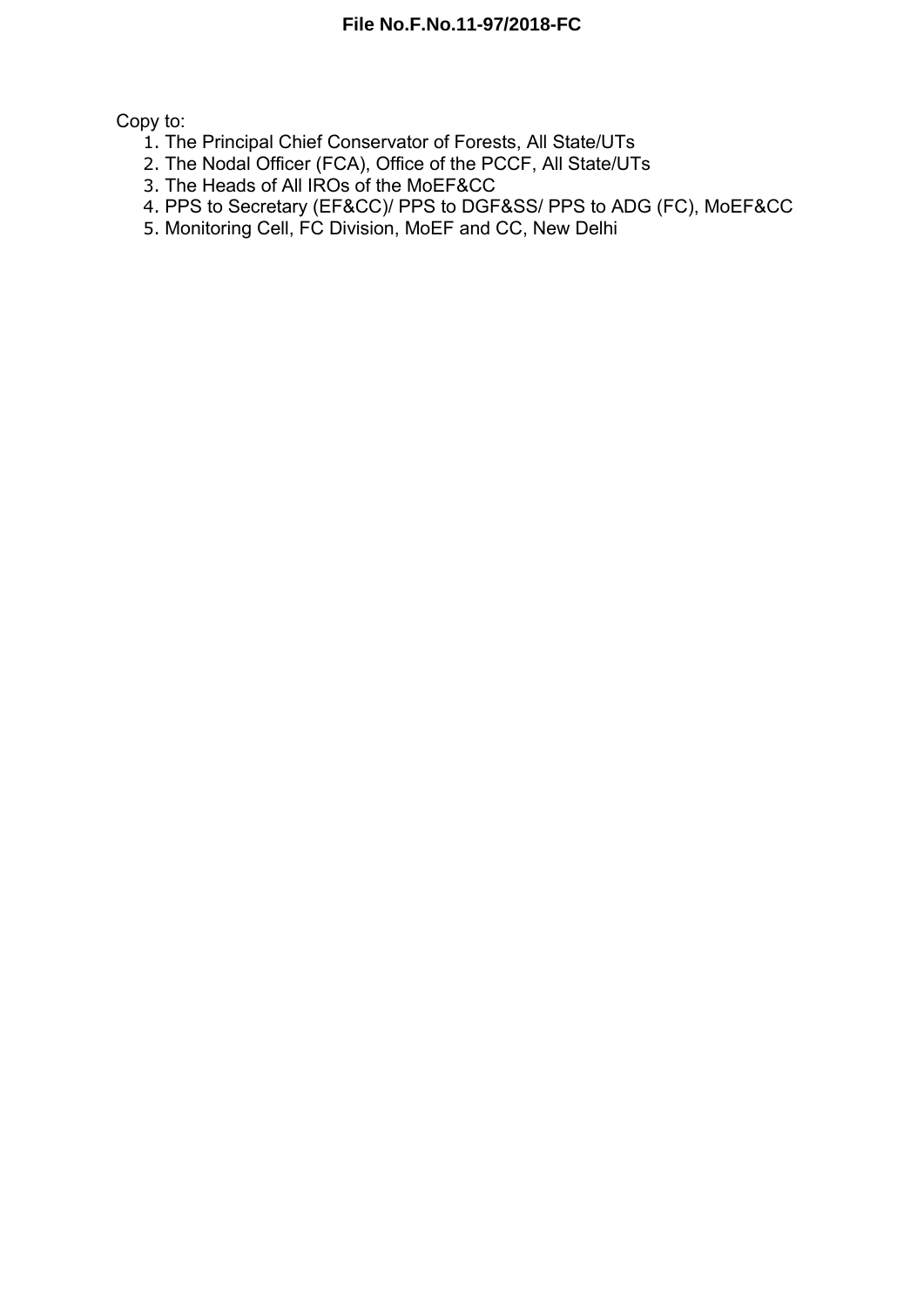Copy to:

1. The Principal Chief Conservator of Forests, All State/UTs
2. The Nodal Officer (FCA), Office of the PCCF, All State/UTs
3. The Heads of All IROs of the MoEF&CC
4. PPS to Secretary (EF&CC)/ PPS to DGF&SS/ PPS to ADG (FC), MoEF&CC
5. Monitoring Cell, FC Division, MoEF and CC, New Delhi